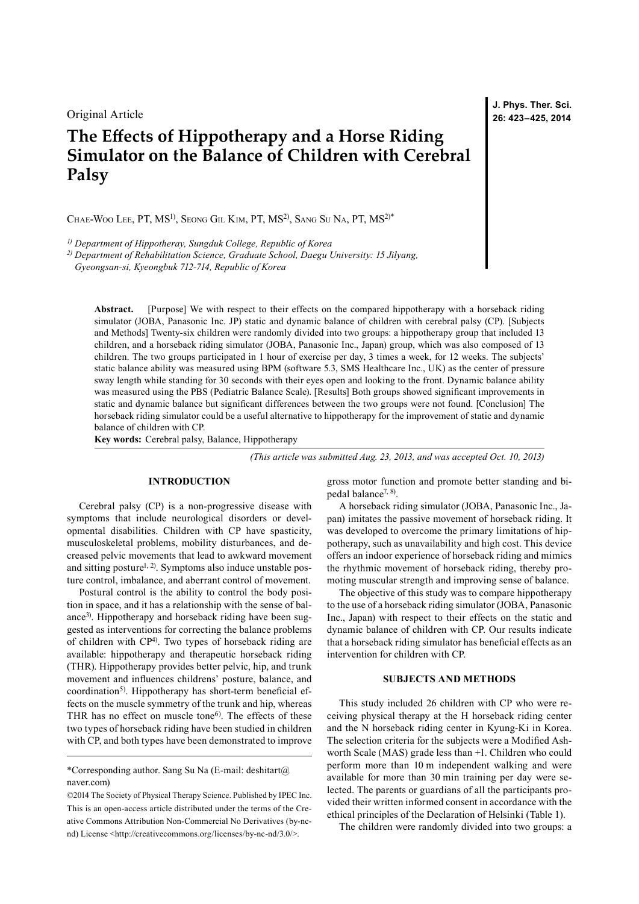Original Article

# The Effects of Hippotherapy and a Horse Riding Simulator on the Balance of Children with Cerebral Palsy

Chae-Woo Lee, PT, MS[1)], Seong Gil Kim, PT, MS[2)], Sang Su Na, PT, MS[2)*]

*[1)] Department of Hippotheray, Sungduk College, Republic of Korea*
*[2)] Department of Rehabilitation Science, Graduate School, Daegu University: 15 Jilyang, Gyeongsan-si, Kyeongbuk 712-714, Republic of Korea*

**Abstract.** [Purpose] We with respect to their effects on the compared hippotherapy with a horseback riding simulator (JOBA, Panasonic Inc. JP) static and dynamic balance of children with cerebral palsy (CP). [Subjects and Methods] Twenty-six children were randomly divided into two groups: a hippotherapy group that included 13 children, and a horseback riding simulator (JOBA, Panasonic Inc., Japan) group, which was also composed of 13 children. The two groups participated in 1 hour of exercise per day, 3 times a week, for 12 weeks. The subjects' static balance ability was measured using BPM (software 5.3, SMS Healthcare Inc., UK) as the center of pressure sway length while standing for 30 seconds with their eyes open and looking to the front. Dynamic balance ability was measured using the PBS (Pediatric Balance Scale). [Results] Both groups showed significant improvements in static and dynamic balance but significant differences between the two groups were not found. [Conclusion] The horseback riding simulator could be a useful alternative to hippotherapy for the improvement of static and dynamic balance of children with CP.

**Key words:** Cerebral palsy, Balance, Hippotherapy

*(This article was submitted Aug. 23, 2013, and was accepted Oct. 10, 2013)*

## INTRODUCTION

Cerebral palsy (CP) is a non-progressive disease with symptoms that include neurological disorders or developmental disabilities. Children with CP have spasticity, musculoskeletal problems, mobility disturbances, and decreased pelvic movements that lead to awkward movement and sitting posture[1, 2)]. Symptoms also induce unstable posture control, imbalance, and aberrant control of movement.

Postural control is the ability to control the body position in space, and it has a relationship with the sense of balance[3)]. Hippotherapy and horseback riding have been suggested as interventions for correcting the balance problems of children with CP[4)]. Two types of horseback riding are available: hippotherapy and therapeutic horseback riding (THR). Hippotherapy provides better pelvic, hip, and trunk movement and influences childrens' posture, balance, and coordination[5)]. Hippotherapy has short-term beneficial effects on the muscle symmetry of the trunk and hip, whereas THR has no effect on muscle tone[6)]. The effects of these two types of horseback riding have been studied in children with CP, and both types have been demonstrated to improve gross motor function and promote better standing and bipedal balance[7, 8)].

A horseback riding simulator (JOBA, Panasonic Inc., Japan) imitates the passive movement of horseback riding. It was developed to overcome the primary limitations of hippotherapy, such as unavailability and high cost. This device offers an indoor experience of horseback riding and mimics the rhythmic movement of horseback riding, thereby promoting muscular strength and improving sense of balance.

The objective of this study was to compare hippotherapy to the use of a horseback riding simulator (JOBA, Panasonic Inc., Japan) with respect to their effects on the static and dynamic balance of children with CP. Our results indicate that a horseback riding simulator has beneficial effects as an intervention for children with CP.

## SUBJECTS AND METHODS

This study included 26 children with CP who were receiving physical therapy at the H horseback riding center and the N horseback riding center in Kyung-Ki in Korea. The selection criteria for the subjects were a Modified Ashworth Scale (MAS) grade less than +1. Children who could perform more than 10 m independent walking and were available for more than 30 min training per day were selected. The parents or guardians of all the participants provided their written informed consent in accordance with the ethical principles of the Declaration of Helsinki (Table 1).

The children were randomly divided into two groups: a

\*Corresponding author. Sang Su Na (E-mail: deshitart@naver.com)

©2014 The Society of Physical Therapy Science. Published by IPEC Inc. This is an open-access article distributed under the terms of the Creative Commons Attribution Non-Commercial No Derivatives (by-nc-nd) License <http://creativecommons.org/licenses/by-nc-nd/3.0/>.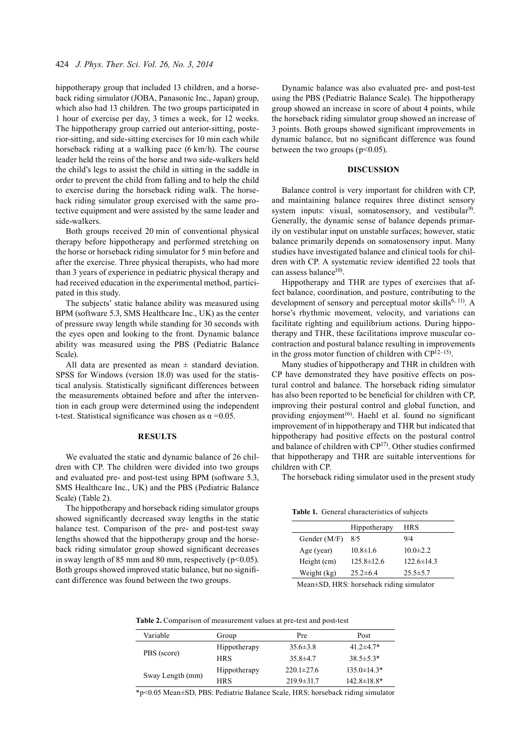hippotherapy group that included 13 children, and a horseback riding simulator (JOBA, Panasonic Inc., Japan) group, which also had 13 children. The two groups participated in 1 hour of exercise per day, 3 times a week, for 12 weeks. The hippotherapy group carried out anterior-sitting, posterior-sitting, and side-sitting exercises for 10 min each while horseback riding at a walking pace (6 km/h). The course leader held the reins of the horse and two side-walkers held the child's legs to assist the child in sitting in the saddle in order to prevent the child from falling and to help the child to exercise during the horseback riding walk. The horseback riding simulator group exercised with the same protective equipment and were assisted by the same leader and side-walkers.

Both groups received 20 min of conventional physical therapy before hippotherapy and performed stretching on the horse or horseback riding simulator for 5 min before and after the exercise. Three physical therapists, who had more than 3 years of experience in pediatric physical therapy and had received education in the experimental method, participated in this study.

The subjects' static balance ability was measured using BPM (software 5.3, SMS Healthcare Inc., UK) as the center of pressure sway length while standing for 30 seconds with the eyes open and looking to the front. Dynamic balance ability was measured using the PBS (Pediatric Balance Scale).

All data are presented as mean ± standard deviation. SPSS for Windows (version 18.0) was used for the statistical analysis. Statistically significant differences between the measurements obtained before and after the intervention in each group were determined using the independent t-test. Statistical significance was chosen as $\alpha$ =0.05.

## RESULTS

We evaluated the static and dynamic balance of 26 children with CP. The children were divided into two groups and evaluated pre- and post-test using BPM (software 5.3, SMS Healthcare Inc., UK) and the PBS (Pediatric Balance Scale) (Table 2).

The hippotherapy and horseback riding simulator groups showed significantly decreased sway lengths in the static balance test. Comparison of the pre- and post-test sway lengths showed that the hippotherapy group and the horseback riding simulator group showed significant decreases in sway length of 85 mm and 80 mm, respectively ($p<0.05$). Both groups showed improved static balance, but no significant difference was found between the two groups.

Dynamic balance was also evaluated pre- and post-test using the PBS (Pediatric Balance Scale). The hippotherapy group showed an increase in score of about 4 points, while the horseback riding simulator group showed an increase of 3 points. Both groups showed significant improvements in dynamic balance, but no significant difference was found between the two groups ($p<0.05$).

## DISCUSSION

Balance control is very important for children with CP, and maintaining balance requires three distinct sensory system inputs: visual, somatosensory, and vestibular[9]. Generally, the dynamic sense of balance depends primarily on vestibular input on unstable surfaces; however, static balance primarily depends on somatosensory input. Many studies have investigated balance and clinical tools for children with CP. A systematic review identified 22 tools that can assess balance[10].

Hippotherapy and THR are types of exercises that affect balance, coordination, and posture, contributing to the development of sensory and perceptual motor skills[6, 11]. A horse's rhythmic movement, velocity, and variations can facilitate righting and equilibrium actions. During hippotherapy and THR, these facilitations improve muscular co-contraction and postural balance resulting in improvements in the gross motor function of children with CP[12–15].

Many studies of hippotherapy and THR in children with CP have demonstrated they have positive effects on postural control and balance. The horseback riding simulator has also been reported to be beneficial for children with CP, improving their postural control and global function, and providing enjoyment[16]. Haehl et al. found no significant improvement of in hippotherapy and THR but indicated that hippotherapy had positive effects on the postural control and balance of children with CP[17]. Other studies confirmed that hippotherapy and THR are suitable interventions for children with CP.

The horseback riding simulator used in the present study

**Table 1.** General characteristics of subjects

| | Hippotherapy | HRS |
|---|---|---|
| Gender (M/F) | 8/5 | 9/4 |
| Age (year) | 10.8±1.6 | 10.0±2.2 |
| Height (cm) | 125.8±12.6 | 122.6±14.3 |
| Weight (kg) | 25.2±6.4 | 25.5±5.7 |

Mean±SD, HRS: horseback riding simulator

**Table 2.** Comparison of measurement values at pre-test and post-test

| Variable | Group | Pre | Post |
|---|---|---|---|
| PBS (score) | Hippotherapy | 35.6±3.8 | 41.2±4.7* |
| | HRS | 35.8±4.7 | 38.5±5.3* |
| Sway Length (mm) | Hippotherapy | 220.1±27.6 | 135.0±14.3* |
| | HRS | 219.9±31.7 | 142.8±18.8* |

*$p<0.05$ Mean±SD, PBS: Pediatric Balance Scale, HRS: horseback riding simulator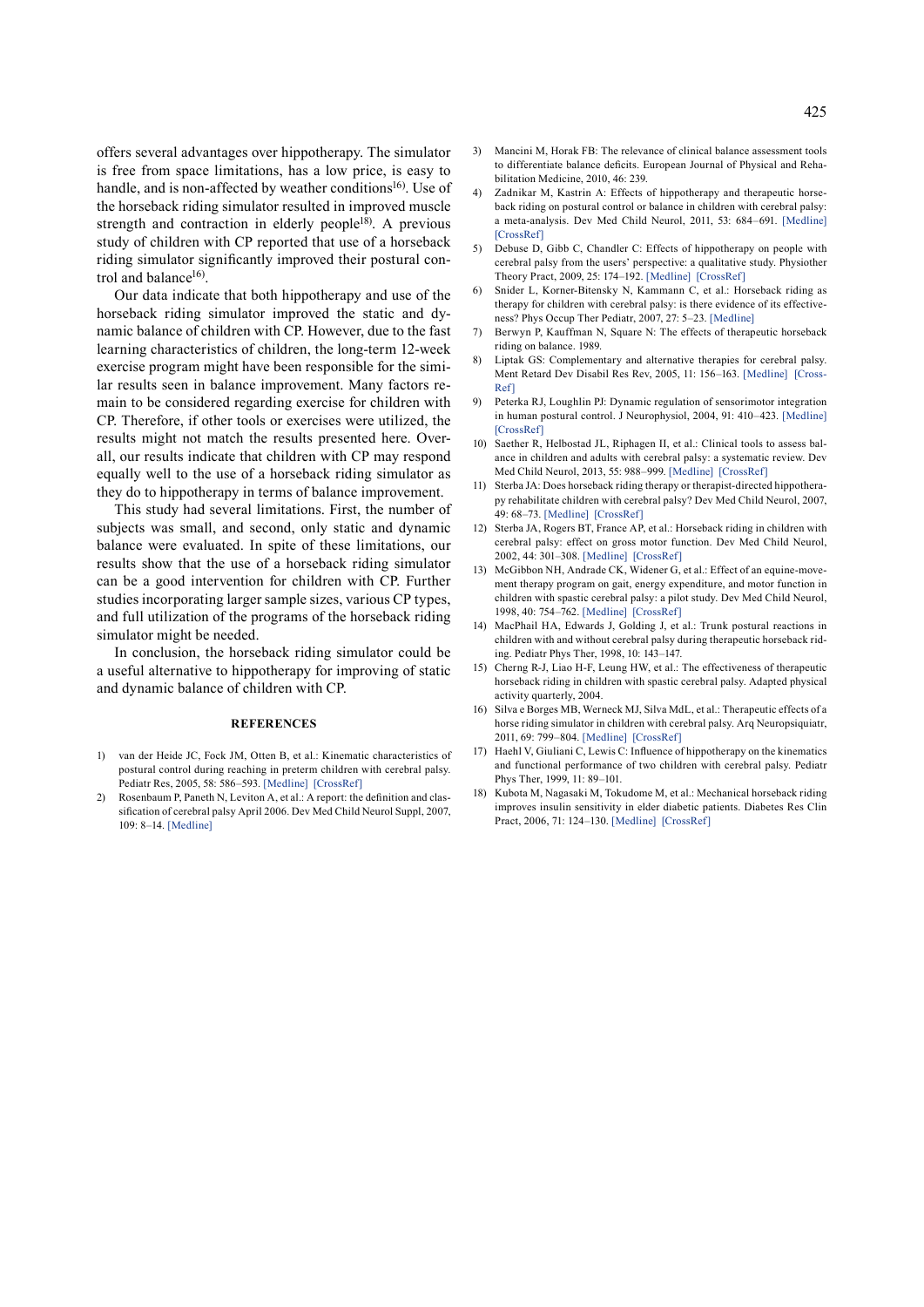offers several advantages over hippotherapy. The simulator is free from space limitations, has a low price, is easy to handle, and is non-affected by weather conditions[16]. Use of the horseback riding simulator resulted in improved muscle strength and contraction in elderly people[18]. A previous study of children with CP reported that use of a horseback riding simulator significantly improved their postural control and balance[16].

Our data indicate that both hippotherapy and use of the horseback riding simulator improved the static and dynamic balance of children with CP. However, due to the fast learning characteristics of children, the long-term 12-week exercise program might have been responsible for the similar results seen in balance improvement. Many factors remain to be considered regarding exercise for children with CP. Therefore, if other tools or exercises were utilized, the results might not match the results presented here. Overall, our results indicate that children with CP may respond equally well to the use of a horseback riding simulator as they do to hippotherapy in terms of balance improvement.

This study had several limitations. First, the number of subjects was small, and second, only static and dynamic balance were evaluated. In spite of these limitations, our results show that the use of a horseback riding simulator can be a good intervention for children with CP. Further studies incorporating larger sample sizes, various CP types, and full utilization of the programs of the horseback riding simulator might be needed.

In conclusion, the horseback riding simulator could be a useful alternative to hippotherapy for improving of static and dynamic balance of children with CP.

## REFERENCES

1) van der Heide JC, Fock JM, Otten B, et al.: Kinematic characteristics of postural control during reaching in preterm children with cerebral palsy. Pediatr Res, 2005, 58: 586–593. [Medline] [CrossRef]
2) Rosenbaum P, Paneth N, Leviton A, et al.: A report: the definition and classification of cerebral palsy April 2006. Dev Med Child Neurol Suppl, 2007, 109: 8–14. [Medline]
3) Mancini M, Horak FB: The relevance of clinical balance assessment tools to differentiate balance deficits. European Journal of Physical and Rehabilitation Medicine, 2010, 46: 239.
4) Zadnikar M, Kastrin A: Effects of hippotherapy and therapeutic horseback riding on postural control or balance in children with cerebral palsy: a meta-analysis. Dev Med Child Neurol, 2011, 53: 684–691. [Medline] [CrossRef]
5) Debuse D, Gibb C, Chandler C: Effects of hippotherapy on people with cerebral palsy from the users' perspective: a qualitative study. Physiother Theory Pract, 2009, 25: 174–192. [Medline] [CrossRef]
6) Snider L, Korner-Bitensky N, Kammann C, et al.: Horseback riding as therapy for children with cerebral palsy: is there evidence of its effectiveness? Phys Occup Ther Pediatr, 2007, 27: 5–23. [Medline]
7) Berwyn P, Kauffman N, Square N: The effects of therapeutic horseback riding on balance. 1989.
8) Liptak GS: Complementary and alternative therapies for cerebral palsy. Ment Retard Dev Disabil Res Rev, 2005, 11: 156–163. [Medline] [CrossRef]
9) Peterka RJ, Loughlin PJ: Dynamic regulation of sensorimotor integration in human postural control. J Neurophysiol, 2004, 91: 410–423. [Medline] [CrossRef]
10) Saether R, Helbostad JL, Riphagen II, et al.: Clinical tools to assess balance in children and adults with cerebral palsy: a systematic review. Dev Med Child Neurol, 2013, 55: 988–999. [Medline] [CrossRef]
11) Sterba JA: Does horseback riding therapy or therapist-directed hippotherapy rehabilitate children with cerebral palsy? Dev Med Child Neurol, 2007, 49: 68–73. [Medline] [CrossRef]
12) Sterba JA, Rogers BT, France AP, et al.: Horseback riding in children with cerebral palsy: effect on gross motor function. Dev Med Child Neurol, 2002, 44: 301–308. [Medline] [CrossRef]
13) McGibbon NH, Andrade CK, Widener G, et al.: Effect of an equine-movement therapy program on gait, energy expenditure, and motor function in children with spastic cerebral palsy: a pilot study. Dev Med Child Neurol, 1998, 40: 754–762. [Medline] [CrossRef]
14) MacPhail HA, Edwards J, Golding J, et al.: Trunk postural reactions in children with and without cerebral palsy during therapeutic horseback riding. Pediatr Phys Ther, 1998, 10: 143–147.
15) Cherng R-J, Liao H-F, Leung HW, et al.: The effectiveness of therapeutic horseback riding in children with spastic cerebral palsy. Adapted physical activity quarterly, 2004.
16) Silva e Borges MB, Werneck MJ, Silva MdL, et al.: Therapeutic effects of a horse riding simulator in children with cerebral palsy. Arq Neuropsiquiatr, 2011, 69: 799–804. [Medline] [CrossRef]
17) Haehl V, Giuliani C, Lewis C: Influence of hippotherapy on the kinematics and functional performance of two children with cerebral palsy. Pediatr Phys Ther, 1999, 11: 89–101.
18) Kubota M, Nagasaki M, Tokudome M, et al.: Mechanical horseback riding improves insulin sensitivity in elder diabetic patients. Diabetes Res Clin Pract, 2006, 71: 124–130. [Medline] [CrossRef]